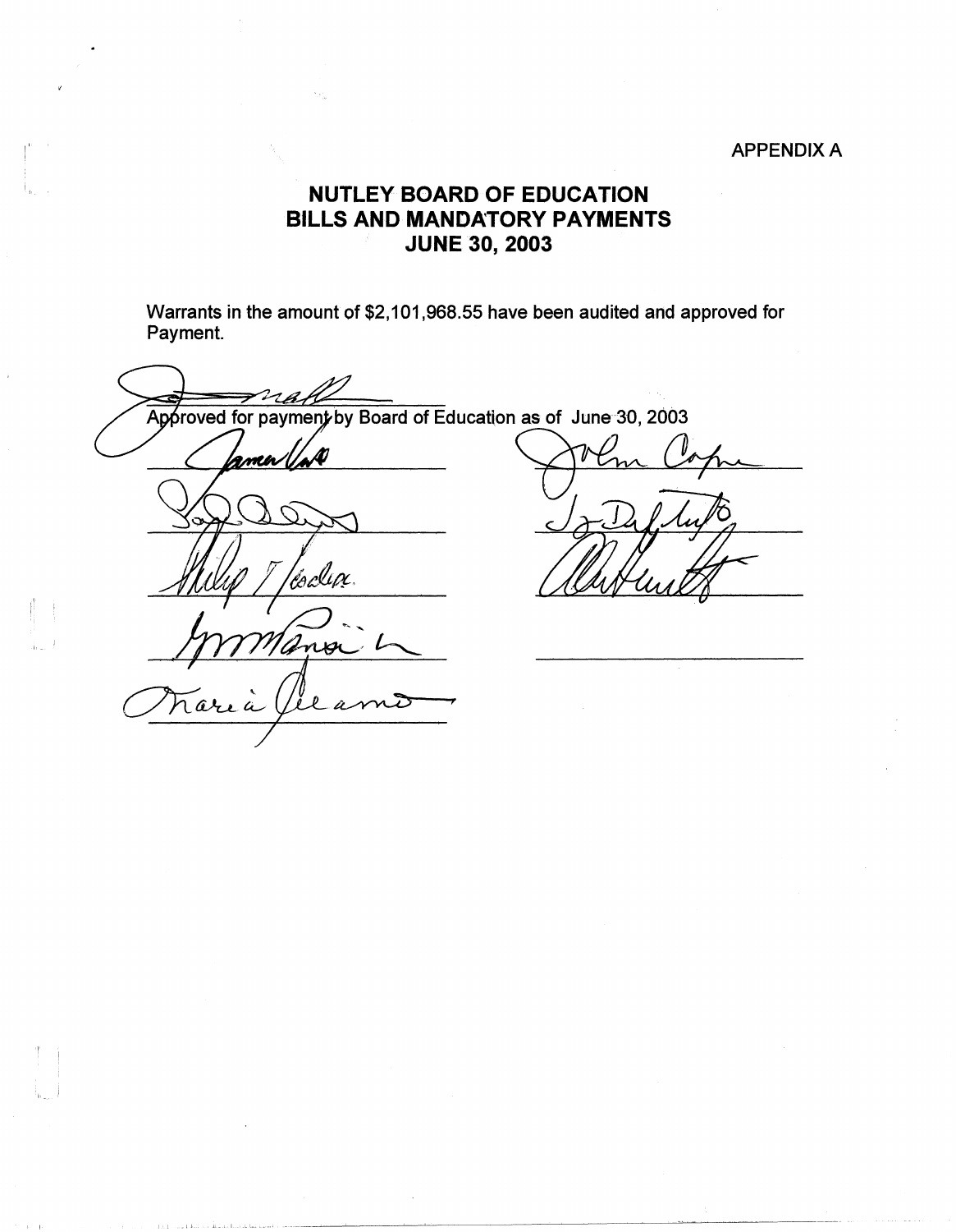APPENDIX A

# NUTLEY BOARD OF EDUCATION
## BILLS AND MANDATORY PAYMENTS
## JUNE 30, 2003

Warrants in the amount of $2,101,968.55 have been audited and approved for Payment.

Approved for payment by Board of Education as of June 30, 2003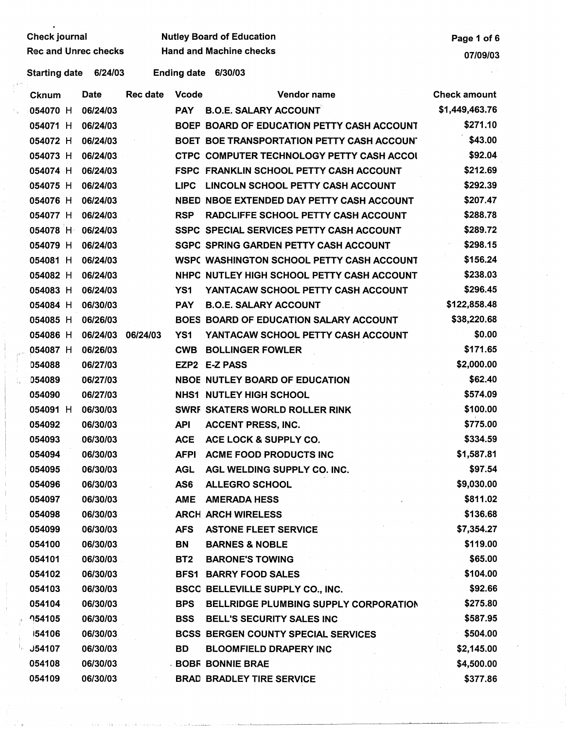Check journal
Rec and Unrec checks

**Nutley Board of Education**
Hand and Machine checks

07/09/03

Starting date 6/24/03 Ending date 6/30/03

| Cknum | Date | Rec date | Vcode | Vendor name | Check amount |
|---|---|---|---|---|---|
| 054070 H | 06/24/03 | | PAY | B.O.E. SALARY ACCOUNT | $1,449,463.76 |
| 054071 H | 06/24/03 | | BOEP | BOARD OF EDUCATION PETTY CASH ACCOUNT | $271.10 |
| 054072 H | 06/24/03 | | BOET | BOE TRANSPORTATION PETTY CASH ACCOUN | $43.00 |
| 054073 H | 06/24/03 | | CTPC | COMPUTER TECHNOLOGY PETTY CASH ACCOU | $92.04 |
| 054074 H | 06/24/03 | | FSPC | FRANKLIN SCHOOL PETTY CASH ACCOUNT | $212.69 |
| 054075 H | 06/24/03 | | LIPC | LINCOLN SCHOOL PETTY CASH ACCOUNT | $292.39 |
| 054076 H | 06/24/03 | | NBED | NBOE EXTENDED DAY PETTY CASH ACCOUNT | $207.47 |
| 054077 H | 06/24/03 | | RSP | RADCLIFFE SCHOOL PETTY CASH ACCOUNT | $288.78 |
| 054078 H | 06/24/03 | | SSPC | SPECIAL SERVICES PETTY CASH ACCOUNT | $289.72 |
| 054079 H | 06/24/03 | | SGPC | SPRING GARDEN PETTY CASH ACCOUNT | $298.15 |
| 054081 H | 06/24/03 | | WSPC | WASHINGTON SCHOOL PETTY CASH ACCOUNT | $156.24 |
| 054082 H | 06/24/03 | | NHPC | NUTLEY HIGH SCHOOL PETTY CASH ACCOUNT | $238.03 |
| 054083 H | 06/24/03 | | YS1 | YANTACAW SCHOOL PETTY CASH ACCOUNT | $296.45 |
| 054084 H | 06/30/03 | | PAY | B.O.E. SALARY ACCOUNT | $122,858.48 |
| 054085 H | 06/26/03 | | BOES | BOARD OF EDUCATION SALARY ACCOUNT | $38,220.68 |
| 054086 H | 06/24/03 | 06/24/03 | YS1 | YANTACAW SCHOOL PETTY CASH ACCOUNT | $0.00 |
| 054087 H | 06/26/03 | | CWB | BOLLINGER FOWLER | $171.65 |
| 054088 | 06/27/03 | | EZP2 | E-Z PASS | $2,000.00 |
| 054089 | 06/27/03 | | NBOE | NUTLEY BOARD OF EDUCATION | $62.40 |
| 054090 | 06/27/03 | | NHS1 | NUTLEY HIGH SCHOOL | $574.09 |
| 054091 H | 06/30/03 | | SWRF | SKATERS WORLD ROLLER RINK | $100.00 |
| 054092 | 06/30/03 | | API | ACCENT PRESS, INC. | $775.00 |
| 054093 | 06/30/03 | | ACE | ACE LOCK & SUPPLY CO. | $334.59 |
| 054094 | 06/30/03 | | AFPI | ACME FOOD PRODUCTS INC | $1,587.81 |
| 054095 | 06/30/03 | | AGL | AGL WELDING SUPPLY CO. INC. | $97.54 |
| 054096 | 06/30/03 | | AS6 | ALLEGRO SCHOOL | $9,030.00 |
| 054097 | 06/30/03 | | AME | AMERADA HESS | $811.02 |
| 054098 | 06/30/03 | | ARCH | ARCH WIRELESS | $136.68 |
| 054099 | 06/30/03 | | AFS | ASTONE FLEET SERVICE | $7,354.27 |
| 054100 | 06/30/03 | | BN | BARNES & NOBLE | $119.00 |
| 054101 | 06/30/03 | | BT2 | BARONE'S TOWING | $65.00 |
| 054102 | 06/30/03 | | BFS1 | BARRY FOOD SALES | $104.00 |
| 054103 | 06/30/03 | | BSCC | BELLEVILLE SUPPLY CO., INC. | $92.66 |
| 054104 | 06/30/03 | | BPS | BELLRIDGE PLUMBING SUPPLY CORPORATION | $275.80 |
| 054105 | 06/30/03 | | BSS | BELL'S SECURITY SALES INC | $587.95 |
| 054106 | 06/30/03 | | BCSS | BERGEN COUNTY SPECIAL SERVICES | $504.00 |
| 054107 | 06/30/03 | | BD | BLOOMFIELD DRAPERY INC | $2,145.00 |
| 054108 | 06/30/03 | | BOBF | BONNIE BRAE | $4,500.00 |
| 054109 | 06/30/03 | | BRAD | BRADLEY TIRE SERVICE | $377.86 |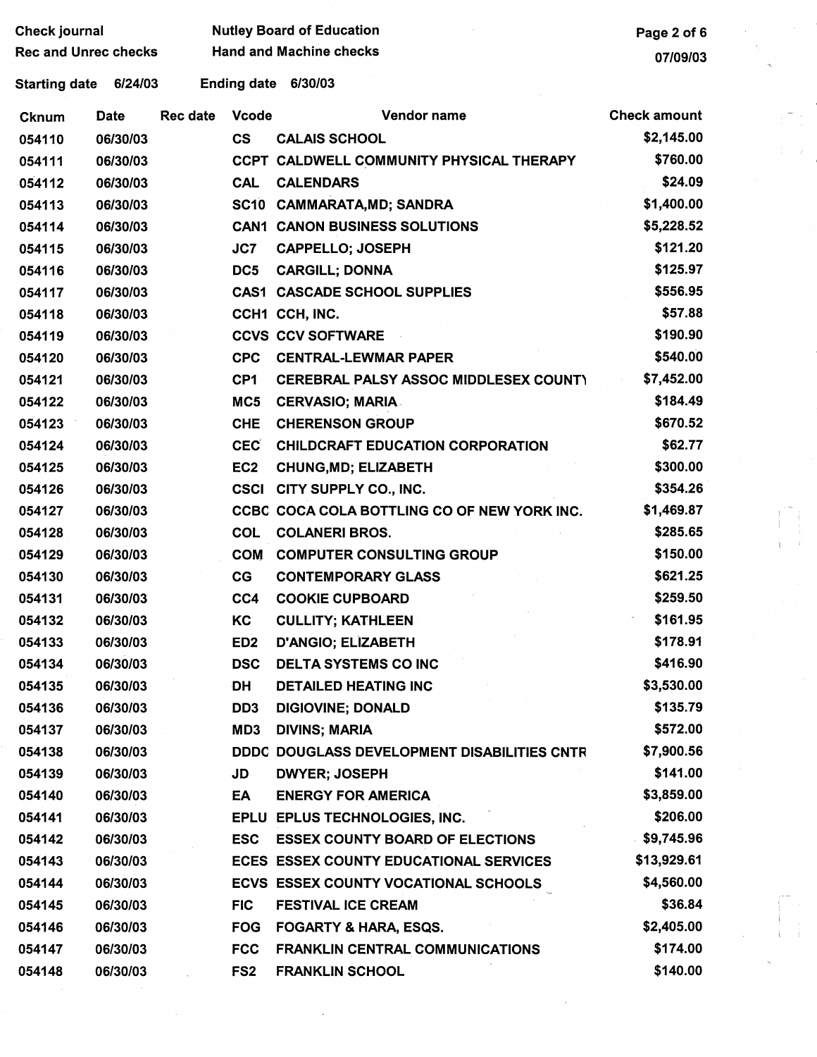Check journal
Rec and Unrec checks

Nutley Board of Education
Hand and Machine checks

07/09/03

Starting date 6/24/03 Ending date 6/30/03

| Cknum | Date | Rec date | Vcode | Vendor name | Check amount |
|---|---|---|---|---|---|
| 054110 | 06/30/03 | | CS | CALAIS SCHOOL | $2,145.00 |
| 054111 | 06/30/03 | | CCPT | CALDWELL COMMUNITY PHYSICAL THERAPY | $760.00 |
| 054112 | 06/30/03 | | CAL | CALENDARS | $24.09 |
| 054113 | 06/30/03 | | SC10 | CAMMARATA,MD; SANDRA | $1,400.00 |
| 054114 | 06/30/03 | | CAN1 | CANON BUSINESS SOLUTIONS | $5,228.52 |
| 054115 | 06/30/03 | | JC7 | CAPPELLO; JOSEPH | $121.20 |
| 054116 | 06/30/03 | | DC5 | CARGILL; DONNA | $125.97 |
| 054117 | 06/30/03 | | CAS1 | CASCADE SCHOOL SUPPLIES | $556.95 |
| 054118 | 06/30/03 | | CCH1 | CCH, INC. | $57.88 |
| 054119 | 06/30/03 | | CCVS | CCV SOFTWARE | $190.90 |
| 054120 | 06/30/03 | | CPC | CENTRAL-LEWMAR PAPER | $540.00 |
| 054121 | 06/30/03 | | CP1 | CEREBRAL PALSY ASSOC MIDDLESEX COUNTY | $7,452.00 |
| 054122 | 06/30/03 | | MC5 | CERVASIO; MARIA | $184.49 |
| 054123 | 06/30/03 | | CHE | CHERENSON GROUP | $670.52 |
| 054124 | 06/30/03 | | CEC | CHILDCRAFT EDUCATION CORPORATION | $62.77 |
| 054125 | 06/30/03 | | EC2 | CHUNG,MD; ELIZABETH | $300.00 |
| 054126 | 06/30/03 | | CSCI | CITY SUPPLY CO., INC. | $354.26 |
| 054127 | 06/30/03 | | CCBC | COCA COLA BOTTLING CO OF NEW YORK INC. | $1,469.87 |
| 054128 | 06/30/03 | | COL | COLANERI BROS. | $285.65 |
| 054129 | 06/30/03 | | COM | COMPUTER CONSULTING GROUP | $150.00 |
| 054130 | 06/30/03 | | CG | CONTEMPORARY GLASS | $621.25 |
| 054131 | 06/30/03 | | CC4 | COOKIE CUPBOARD | $259.50 |
| 054132 | 06/30/03 | | KC | CULLITY; KATHLEEN | $161.95 |
| 054133 | 06/30/03 | | ED2 | D'ANGIO; ELIZABETH | $178.91 |
| 054134 | 06/30/03 | | DSC | DELTA SYSTEMS CO INC | $416.90 |
| 054135 | 06/30/03 | | DH | DETAILED HEATING INC | $3,530.00 |
| 054136 | 06/30/03 | | DD3 | DIGIOVINE; DONALD | $135.79 |
| 054137 | 06/30/03 | | MD3 | DIVINS; MARIA | $572.00 |
| 054138 | 06/30/03 | | DDDC | DOUGLASS DEVELOPMENT DISABILITIES CNTR | $7,900.56 |
| 054139 | 06/30/03 | | JD | DWYER; JOSEPH | $141.00 |
| 054140 | 06/30/03 | | EA | ENERGY FOR AMERICA | $3,859.00 |
| 054141 | 06/30/03 | | EPLU | EPLUS TECHNOLOGIES, INC. | $206.00 |
| 054142 | 06/30/03 | | ESC | ESSEX COUNTY BOARD OF ELECTIONS | $9,745.96 |
| 054143 | 06/30/03 | | ECES | ESSEX COUNTY EDUCATIONAL SERVICES | $13,929.61 |
| 054144 | 06/30/03 | | ECVS | ESSEX COUNTY VOCATIONAL SCHOOLS | $4,560.00 |
| 054145 | 06/30/03 | | FIC | FESTIVAL ICE CREAM | $36.84 |
| 054146 | 06/30/03 | | FOG | FOGARTY & HARA, ESQS. | $2,405.00 |
| 054147 | 06/30/03 | | FCC | FRANKLIN CENTRAL COMMUNICATIONS | $174.00 |
| 054148 | 06/30/03 | | FS2 | FRANKLIN SCHOOL | $140.00 |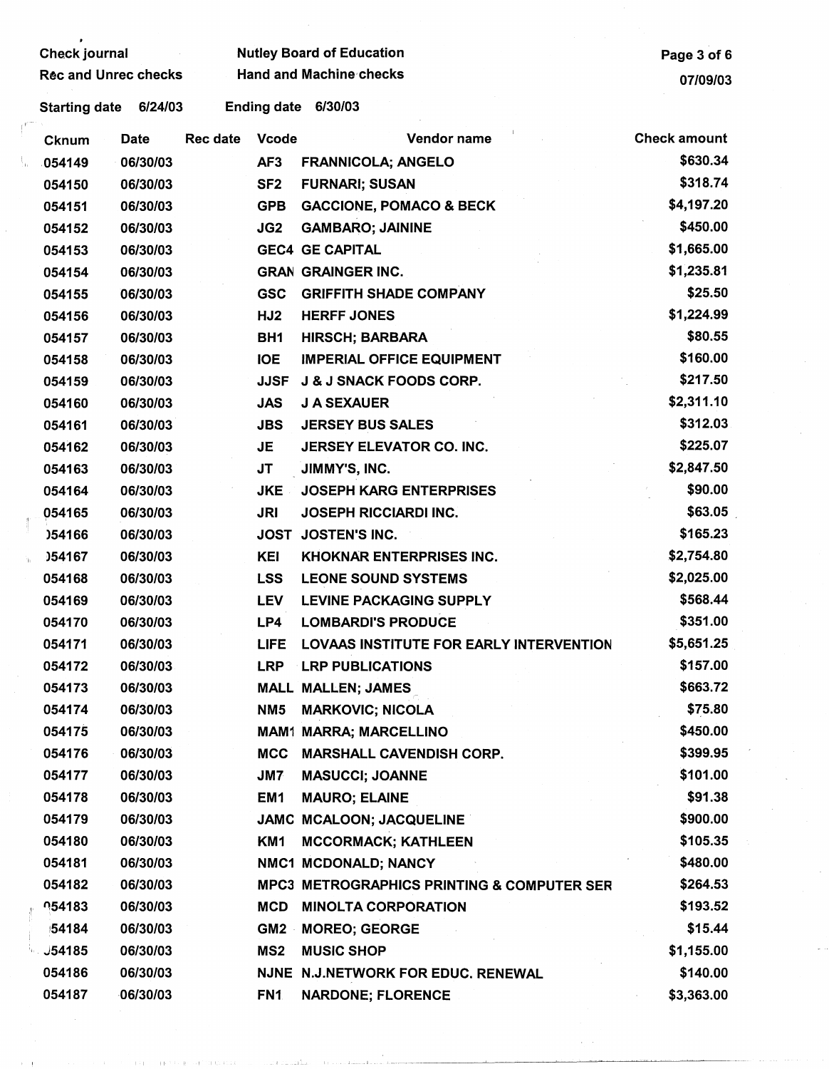Check journal | Nutley Board of Education
Rec and Unrec checks | Hand and Machine checks
07/09/03

Starting date 6/24/03 Ending date 6/30/03

| Cknum | Date | Rec date | Vcode | Vendor name | Check amount |
|---|---|---|---|---|---|
| 054149 | 06/30/03 | | AF3 | FRANNICOLA; ANGELO | $630.34 |
| 054150 | 06/30/03 | | SF2 | FURNARI; SUSAN | $318.74 |
| 054151 | 06/30/03 | | GPB | GACCIONE, POMACO & BECK | $4,197.20 |
| 054152 | 06/30/03 | | JG2 | GAMBARO; JAININE | $450.00 |
| 054153 | 06/30/03 | | GEC4 | GE CAPITAL | $1,665.00 |
| 054154 | 06/30/03 | | GRAN | GRAINGER INC. | $1,235.81 |
| 054155 | 06/30/03 | | GSC | GRIFFITH SHADE COMPANY | $25.50 |
| 054156 | 06/30/03 | | HJ2 | HERFF JONES | $1,224.99 |
| 054157 | 06/30/03 | | BH1 | HIRSCH; BARBARA | $80.55 |
| 054158 | 06/30/03 | | IOE | IMPERIAL OFFICE EQUIPMENT | $160.00 |
| 054159 | 06/30/03 | | JJSF | J & J SNACK FOODS CORP. | $217.50 |
| 054160 | 06/30/03 | | JAS | J A SEXAUER | $2,311.10 |
| 054161 | 06/30/03 | | JBS | JERSEY BUS SALES | $312.03 |
| 054162 | 06/30/03 | | JE | JERSEY ELEVATOR CO. INC. | $225.07 |
| 054163 | 06/30/03 | | JT | JIMMY'S, INC. | $2,847.50 |
| 054164 | 06/30/03 | | JKE | JOSEPH KARG ENTERPRISES | $90.00 |
| 054165 | 06/30/03 | | JRI | JOSEPH RICCIARDI INC. | $63.05 |
| 054166 | 06/30/03 | | JOST | JOSTEN'S INC. | $165.23 |
| 054167 | 06/30/03 | | KEI | KHOKNAR ENTERPRISES INC. | $2,754.80 |
| 054168 | 06/30/03 | | LSS | LEONE SOUND SYSTEMS | $2,025.00 |
| 054169 | 06/30/03 | | LEV | LEVINE PACKAGING SUPPLY | $568.44 |
| 054170 | 06/30/03 | | LP4 | LOMBARDI'S PRODUCE | $351.00 |
| 054171 | 06/30/03 | | LIFE | LOVAAS INSTITUTE FOR EARLY INTERVENTION | $5,651.25 |
| 054172 | 06/30/03 | | LRP | LRP PUBLICATIONS | $157.00 |
| 054173 | 06/30/03 | | MALL | MALLEN; JAMES | $663.72 |
| 054174 | 06/30/03 | | NM5 | MARKOVIC; NICOLA | $75.80 |
| 054175 | 06/30/03 | | MAM1 | MARRA; MARCELLINO | $450.00 |
| 054176 | 06/30/03 | | MCC | MARSHALL CAVENDISH CORP. | $399.95 |
| 054177 | 06/30/03 | | JM7 | MASUCCI; JOANNE | $101.00 |
| 054178 | 06/30/03 | | EM1 | MAURO; ELAINE | $91.38 |
| 054179 | 06/30/03 | | JAMC | MCALOON; JACQUELINE | $900.00 |
| 054180 | 06/30/03 | | KM1 | MCCORMACK; KATHLEEN | $105.35 |
| 054181 | 06/30/03 | | NMC1 | MCDONALD; NANCY | $480.00 |
| 054182 | 06/30/03 | | MPC3 | METROGRAPHICS PRINTING & COMPUTER SER | $264.53 |
| 054183 | 06/30/03 | | MCD | MINOLTA CORPORATION | $193.52 |
| 054184 | 06/30/03 | | GM2 | MOREO; GEORGE | $15.44 |
| 054185 | 06/30/03 | | MS2 | MUSIC SHOP | $1,155.00 |
| 054186 | 06/30/03 | | NJNE | N.J.NETWORK FOR EDUC. RENEWAL | $140.00 |
| 054187 | 06/30/03 | | FN1 | NARDONE; FLORENCE | $3,363.00 |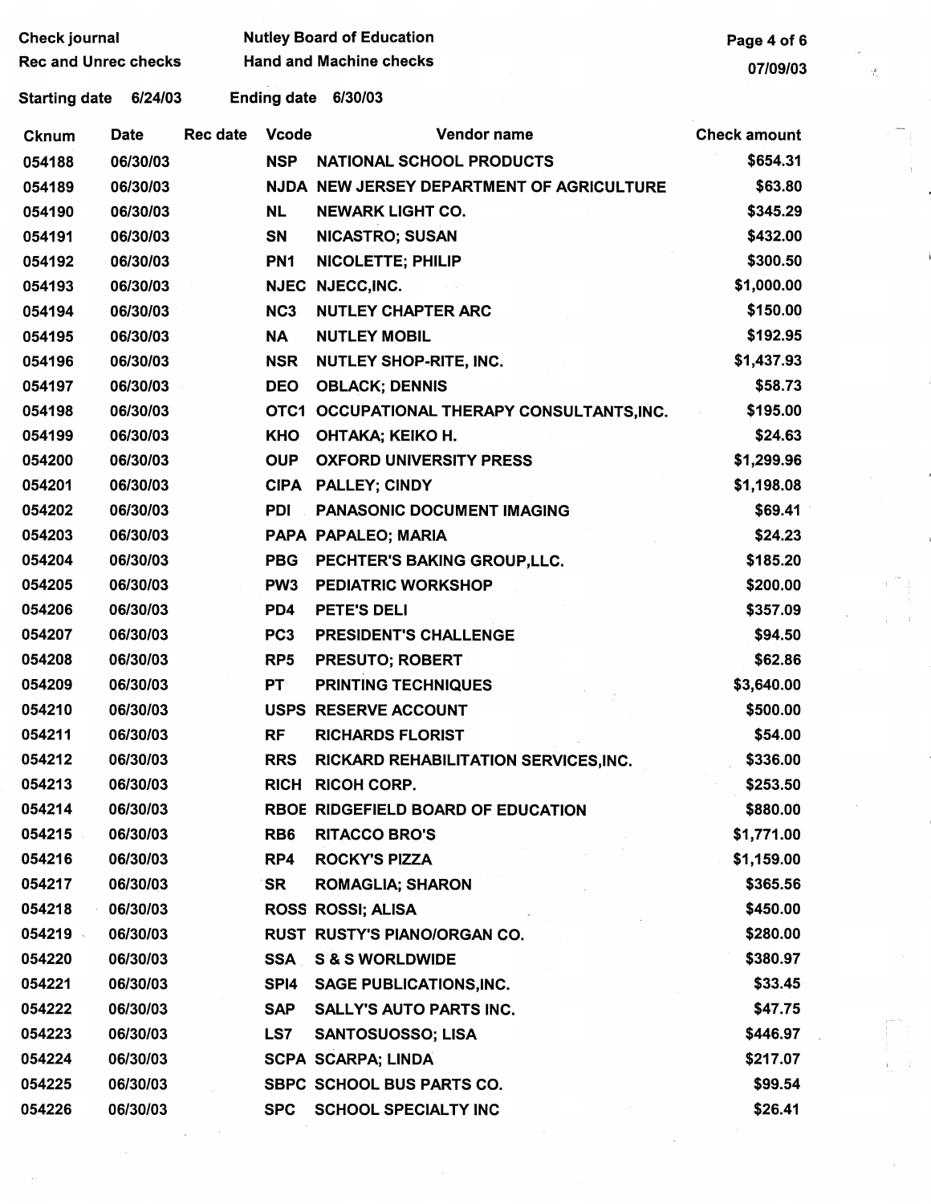Check journal
Rec and Unrec checks

Nutley Board of Education
Hand and Machine checks

07/09/03

Starting date 6/24/03 Ending date 6/30/03

| Cknum | Date | Rec date | Vcode | Vendor name | Check amount |
|---|---|---|---|---|---|
| 054188 | 06/30/03 | | NSP | NATIONAL SCHOOL PRODUCTS | $654.31 |
| 054189 | 06/30/03 | | NJDA | NEW JERSEY DEPARTMENT OF AGRICULTURE | $63.80 |
| 054190 | 06/30/03 | | NL | NEWARK LIGHT CO. | $345.29 |
| 054191 | 06/30/03 | | SN | NICASTRO; SUSAN | $432.00 |
| 054192 | 06/30/03 | | PN1 | NICOLETTE; PHILIP | $300.50 |
| 054193 | 06/30/03 | | NJEC | NJECC,INC. | $1,000.00 |
| 054194 | 06/30/03 | | NC3 | NUTLEY CHAPTER ARC | $150.00 |
| 054195 | 06/30/03 | | NA | NUTLEY MOBIL | $192.95 |
| 054196 | 06/30/03 | | NSR | NUTLEY SHOP-RITE, INC. | $1,437.93 |
| 054197 | 06/30/03 | | DEO | OBLACK; DENNIS | $58.73 |
| 054198 | 06/30/03 | | OTC1 | OCCUPATIONAL THERAPY CONSULTANTS,INC. | $195.00 |
| 054199 | 06/30/03 | | KHO | OHTAKA; KEIKO H. | $24.63 |
| 054200 | 06/30/03 | | OUP | OXFORD UNIVERSITY PRESS | $1,299.96 |
| 054201 | 06/30/03 | | CIPA | PALLEY; CINDY | $1,198.08 |
| 054202 | 06/30/03 | | PDI | PANASONIC DOCUMENT IMAGING | $69.41 |
| 054203 | 06/30/03 | | PAPA | PAPALEO; MARIA | $24.23 |
| 054204 | 06/30/03 | | PBG | PECHTER'S BAKING GROUP,LLC. | $185.20 |
| 054205 | 06/30/03 | | PW3 | PEDIATRIC WORKSHOP | $200.00 |
| 054206 | 06/30/03 | | PD4 | PETE'S DELI | $357.09 |
| 054207 | 06/30/03 | | PC3 | PRESIDENT'S CHALLENGE | $94.50 |
| 054208 | 06/30/03 | | RP5 | PRESUTO; ROBERT | $62.86 |
| 054209 | 06/30/03 | | PT | PRINTING TECHNIQUES | $3,640.00 |
| 054210 | 06/30/03 | | USPS | RESERVE ACCOUNT | $500.00 |
| 054211 | 06/30/03 | | RF | RICHARDS FLORIST | $54.00 |
| 054212 | 06/30/03 | | RRS | RICKARD REHABILITATION SERVICES,INC. | $336.00 |
| 054213 | 06/30/03 | | RICH | RICOH CORP. | $253.50 |
| 054214 | 06/30/03 | | RBOE | RIDGEFIELD BOARD OF EDUCATION | $880.00 |
| 054215 | 06/30/03 | | RB6 | RITACCO BRO'S | $1,771.00 |
| 054216 | 06/30/03 | | RP4 | ROCKY'S PIZZA | $1,159.00 |
| 054217 | 06/30/03 | | SR | ROMAGLIA; SHARON | $365.56 |
| 054218 | 06/30/03 | | ROSS | ROSSI; ALISA | $450.00 |
| 054219 | 06/30/03 | | RUST | RUSTY'S PIANO/ORGAN CO. | $280.00 |
| 054220 | 06/30/03 | | SSA | S & S WORLDWIDE | $380.97 |
| 054221 | 06/30/03 | | SPI4 | SAGE PUBLICATIONS,INC. | $33.45 |
| 054222 | 06/30/03 | | SAP | SALLY'S AUTO PARTS INC. | $47.75 |
| 054223 | 06/30/03 | | LS7 | SANTOSUOSSO; LISA | $446.97 |
| 054224 | 06/30/03 | | SCPA | SCARPA; LINDA | $217.07 |
| 054225 | 06/30/03 | | SBPC | SCHOOL BUS PARTS CO. | $99.54 |
| 054226 | 06/30/03 | | SPC | SCHOOL SPECIALTY INC | $26.41 |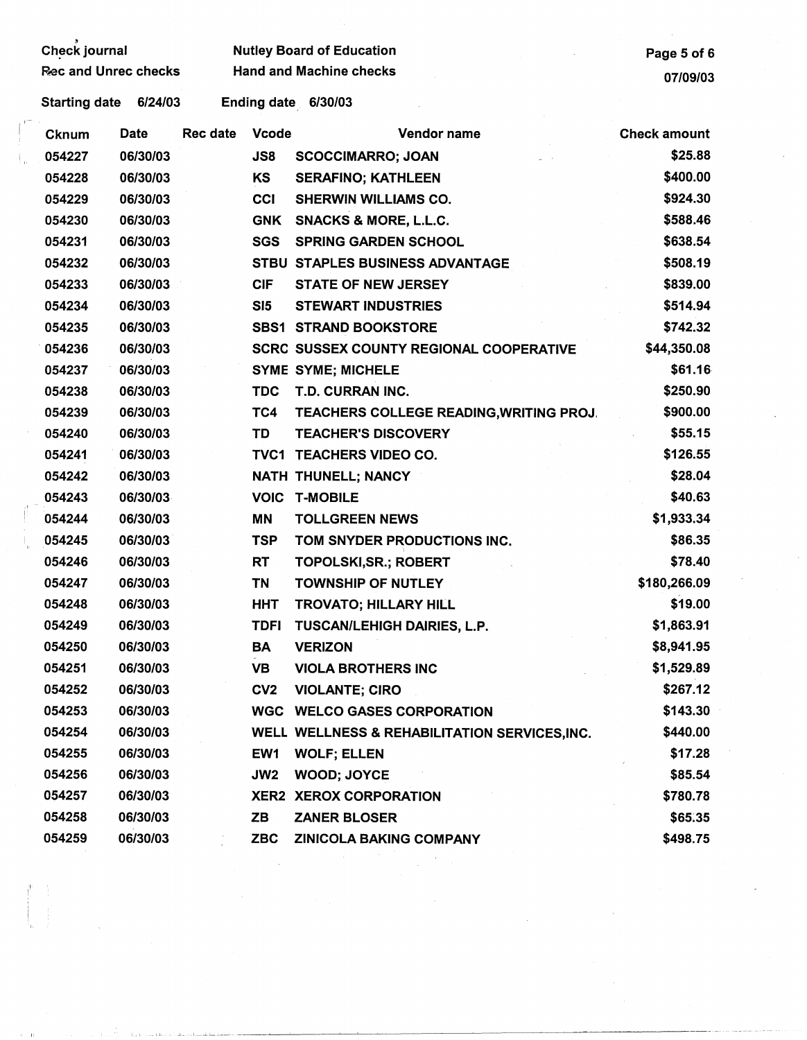Check journal Nutley Board of Education
Rec and Unrec checks Hand and Machine checks

Starting date 6/24/03 Ending date 6/30/03

| Cknum | Date | Rec date | Vcode | Vendor name | Check amount |
|---|---|---|---|---|---|
| 054227 | 06/30/03 | | JS8 | SCOCCIMARRO; JOAN | $25.88 |
| 054228 | 06/30/03 | | KS | SERAFINO; KATHLEEN | $400.00 |
| 054229 | 06/30/03 | | CCI | SHERWIN WILLIAMS CO. | $924.30 |
| 054230 | 06/30/03 | | GNK | SNACKS & MORE, L.L.C. | $588.46 |
| 054231 | 06/30/03 | | SGS | SPRING GARDEN SCHOOL | $638.54 |
| 054232 | 06/30/03 | | STBU | STAPLES BUSINESS ADVANTAGE | $508.19 |
| 054233 | 06/30/03 | | CIF | STATE OF NEW JERSEY | $839.00 |
| 054234 | 06/30/03 | | SI5 | STEWART INDUSTRIES | $514.94 |
| 054235 | 06/30/03 | | SBS1 | STRAND BOOKSTORE | $742.32 |
| 054236 | 06/30/03 | | SCRC | SUSSEX COUNTY REGIONAL COOPERATIVE | $44,350.08 |
| 054237 | 06/30/03 | | SYME | SYME; MICHELE | $61.16 |
| 054238 | 06/30/03 | | TDC | T.D. CURRAN INC. | $250.90 |
| 054239 | 06/30/03 | | TC4 | TEACHERS COLLEGE READING,WRITING PROJ. | $900.00 |
| 054240 | 06/30/03 | | TD | TEACHER'S DISCOVERY | $55.15 |
| 054241 | 06/30/03 | | TVC1 | TEACHERS VIDEO CO. | $126.55 |
| 054242 | 06/30/03 | | NATH | THUNELL; NANCY | $28.04 |
| 054243 | 06/30/03 | | VOIC | T-MOBILE | $40.63 |
| 054244 | 06/30/03 | | MN | TOLLGREEN NEWS | $1,933.34 |
| 054245 | 06/30/03 | | TSP | TOM SNYDER PRODUCTIONS INC. | $86.35 |
| 054246 | 06/30/03 | | RT | TOPOLSKI,SR.; ROBERT | $78.40 |
| 054247 | 06/30/03 | | TN | TOWNSHIP OF NUTLEY | $180,266.09 |
| 054248 | 06/30/03 | | HHT | TROVATO; HILLARY HILL | $19.00 |
| 054249 | 06/30/03 | | TDFI | TUSCAN/LEHIGH DAIRIES, L.P. | $1,863.91 |
| 054250 | 06/30/03 | | BA | VERIZON | $8,941.95 |
| 054251 | 06/30/03 | | VB | VIOLA BROTHERS INC | $1,529.89 |
| 054252 | 06/30/03 | | CV2 | VIOLANTE; CIRO | $267.12 |
| 054253 | 06/30/03 | | WGC | WELCO GASES CORPORATION | $143.30 |
| 054254 | 06/30/03 | | WELL | WELLNESS & REHABILITATION SERVICES,INC. | $440.00 |
| 054255 | 06/30/03 | | EW1 | WOLF; ELLEN | $17.28 |
| 054256 | 06/30/03 | | JW2 | WOOD; JOYCE | $85.54 |
| 054257 | 06/30/03 | | XER2 | XEROX CORPORATION | $780.78 |
| 054258 | 06/30/03 | | ZB | ZANER BLOSER | $65.35 |
| 054259 | 06/30/03 | | ZBC | ZINICOLA BAKING COMPANY | $498.75 |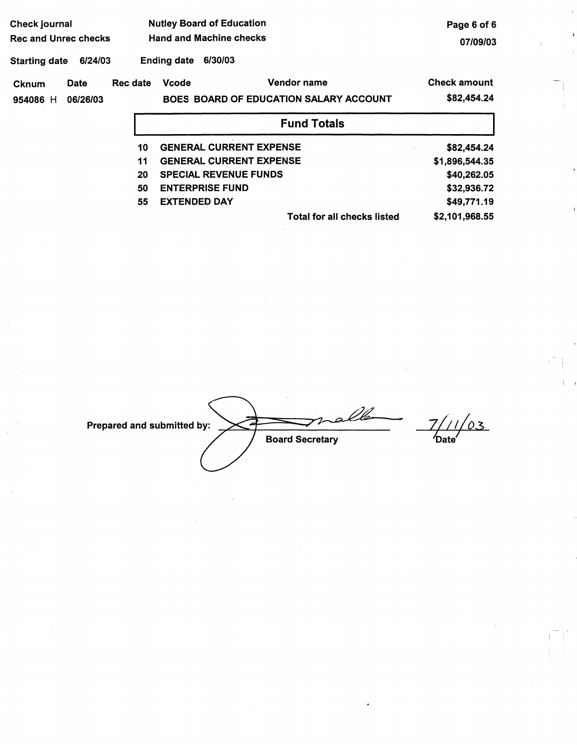Check journal
Rec and Unrec checks

Nutley Board of Education
Hand and Machine checks

07/09/03

Starting date 6/24/03  Ending date 6/30/03

| Cknum | Date | Rec date | Vcode | Vendor name | Check amount |
|---|---|---|---|---|---|
| 954086 H | 06/26/03 | | BOES | BOARD OF EDUCATION SALARY ACCOUNT | $82,454.24 |

## Fund Totals

| | | |
|---|---|---|
| 10 | GENERAL CURRENT EXPENSE | $82,454.24 |
| 11 | GENERAL CURRENT EXPENSE | $1,896,544.35 |
| 20 | SPECIAL REVENUE FUNDS | $40,262.05 |
| 50 | ENTERPRISE FUND | $32,936.72 |
| 55 | EXTENDED DAY | $49,771.19 |
| | Total for all checks listed | $2,101,968.55 |

Prepared and submitted by: _______________ Board Secretary  7/11/03 Date